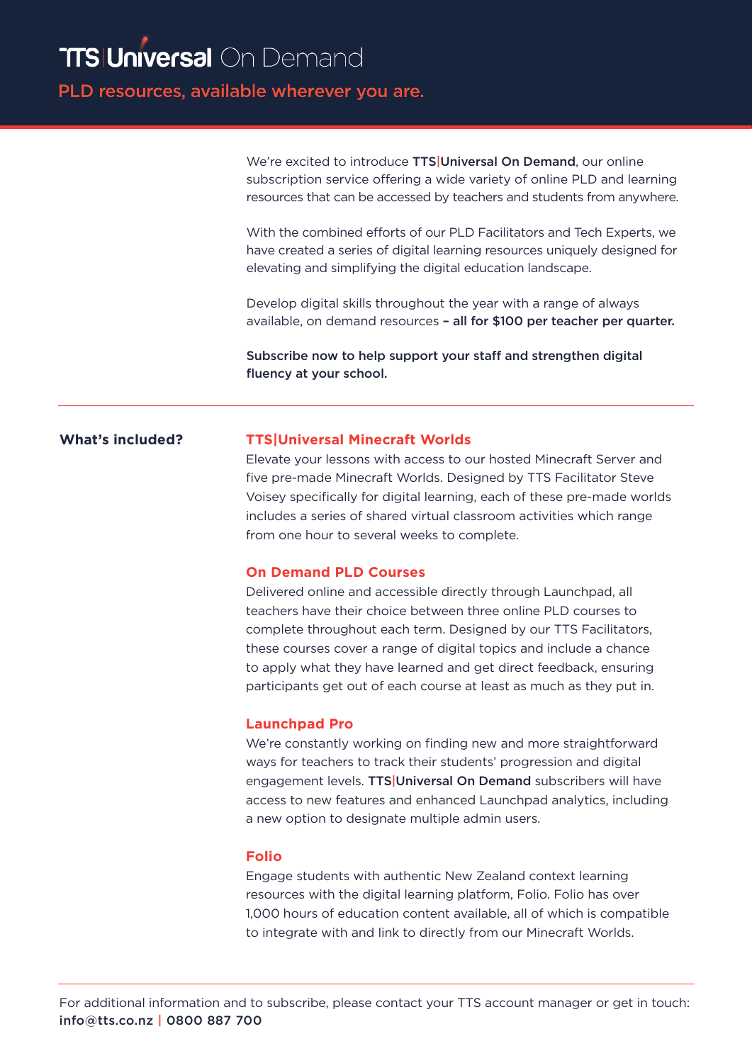# TTS|Universal On Demand

## PLD resources, available wherever you are.

We're excited to introduce **TTS|Universal On Demand**, our online subscription service offering a wide variety of online PLD and learning resources that can be accessed by teachers and students from anywhere.

With the combined efforts of our PLD Facilitators and Tech Experts, we have created a series of digital learning resources uniquely designed for elevating and simplifying the digital education landscape.

Develop digital skills throughout the year with a range of always available, on demand resources **– all for $100 per teacher per quarter.**

**Subscribe now to help support your staff and strengthen digital fluency at your school.**

---

## What's included?

### TTS|Universal Minecraft Worlds

Elevate your lessons with access to our hosted Minecraft Server and five pre-made Minecraft Worlds. Designed by TTS Facilitator Steve Voisey specifically for digital learning, each of these pre-made worlds includes a series of shared virtual classroom activities which range from one hour to several weeks to complete.

### On Demand PLD Courses

Delivered online and accessible directly through Launchpad, all teachers have their choice between three online PLD courses to complete throughout each term. Designed by our TTS Facilitators, these courses cover a range of digital topics and include a chance to apply what they have learned and get direct feedback, ensuring participants get out of each course at least as much as they put in.

### Launchpad Pro

We're constantly working on finding new and more straightforward ways for teachers to track their students' progression and digital engagement levels. **TTS|Universal On Demand** subscribers will have access to new features and enhanced Launchpad analytics, including a new option to designate multiple admin users.

### Folio

Engage students with authentic New Zealand context learning resources with the digital learning platform, Folio. Folio has over 1,000 hours of education content available, all of which is compatible to integrate with and link to directly from our Minecraft Worlds.

---

For additional information and to subscribe, please contact your TTS account manager or get in touch:
**info@tts.co.nz | 0800 887 700**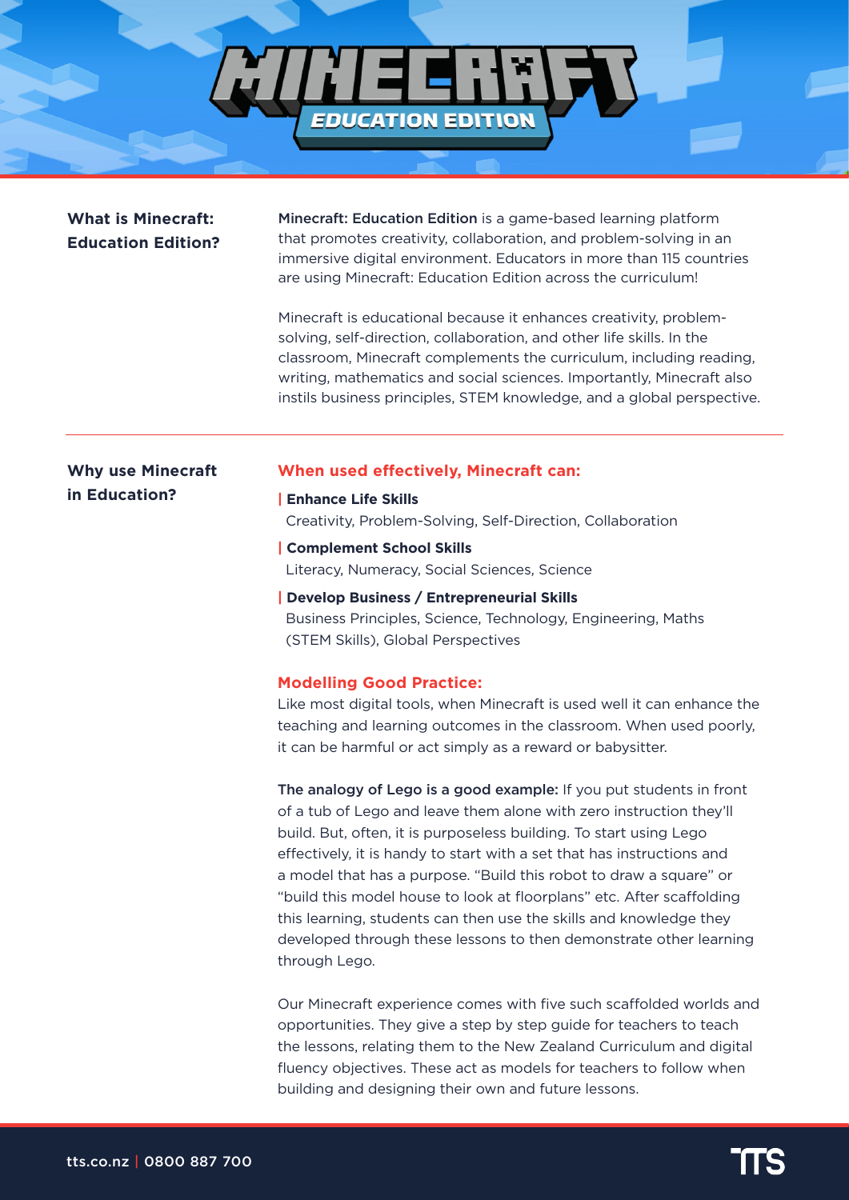# MINECRAFT EDUCATION EDITION

## What is Minecraft: Education Edition?

**Minecraft: Education Edition** is a game-based learning platform that promotes creativity, collaboration, and problem-solving in an immersive digital environment. Educators in more than 115 countries are using Minecraft: Education Edition across the curriculum!

Minecraft is educational because it enhances creativity, problem-solving, self-direction, collaboration, and other life skills. In the classroom, Minecraft complements the curriculum, including reading, writing, mathematics and social sciences. Importantly, Minecraft also instils business principles, STEM knowledge, and a global perspective.

---

## Why use Minecraft in Education?

### When used effectively, Minecraft can:

**| Enhance Life Skills**
Creativity, Problem-Solving, Self-Direction, Collaboration

**| Complement School Skills**
Literacy, Numeracy, Social Sciences, Science

**| Develop Business / Entrepreneurial Skills**
Business Principles, Science, Technology, Engineering, Maths (STEM Skills), Global Perspectives

### Modelling Good Practice:

Like most digital tools, when Minecraft is used well it can enhance the teaching and learning outcomes in the classroom. When used poorly, it can be harmful or act simply as a reward or babysitter.

**The analogy of Lego is a good example:** If you put students in front of a tub of Lego and leave them alone with zero instruction they'll build. But, often, it is purposeless building. To start using Lego effectively, it is handy to start with a set that has instructions and a model that has a purpose. "Build this robot to draw a square" or "build this model house to look at floorplans" etc. After scaffolding this learning, students can then use the skills and knowledge they developed through these lessons to then demonstrate other learning through Lego.

Our Minecraft experience comes with five such scaffolded worlds and opportunities. They give a step by step guide for teachers to teach the lessons, relating them to the New Zealand Curriculum and digital fluency objectives. These act as models for teachers to follow when building and designing their own and future lessons.

tts.co.nz | 0800 887 700

TTS